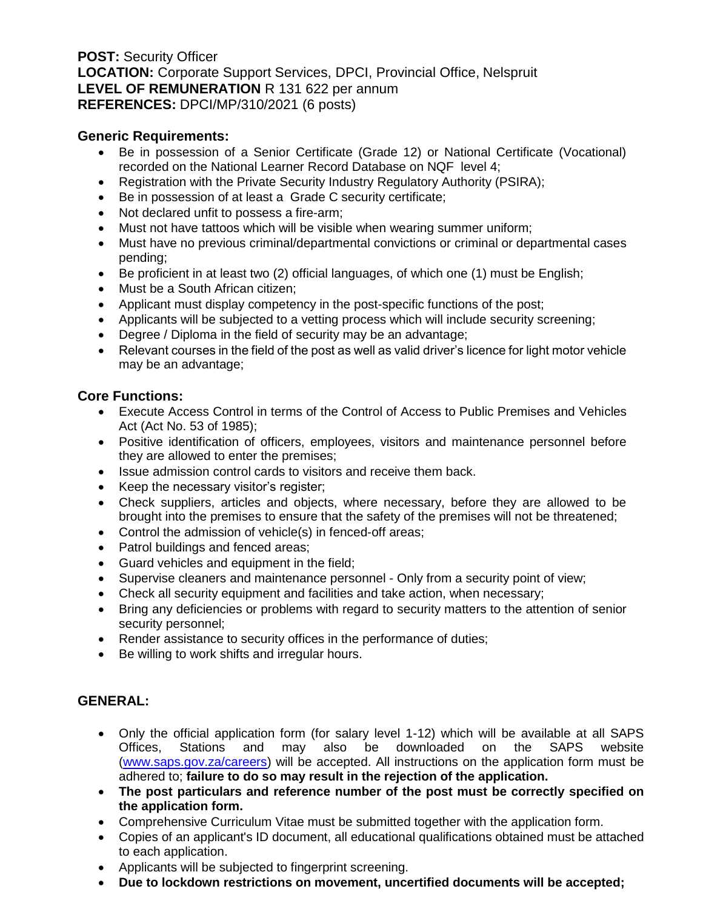**POST:** Security Officer
**LOCATION:** Corporate Support Services, DPCI, Provincial Office, Nelspruit
**LEVEL OF REMUNERATION** R 131 622 per annum
**REFERENCES:** DPCI/MP/310/2021 (6 posts)

## Generic Requirements:

- Be in possession of a Senior Certificate (Grade 12) or National Certificate (Vocational) recorded on the National Learner Record Database on NQF level 4;
- Registration with the Private Security Industry Regulatory Authority (PSIRA);
- Be in possession of at least a Grade C security certificate;
- Not declared unfit to possess a fire-arm;
- Must not have tattoos which will be visible when wearing summer uniform;
- Must have no previous criminal/departmental convictions or criminal or departmental cases pending;
- Be proficient in at least two (2) official languages, of which one (1) must be English;
- Must be a South African citizen;
- Applicant must display competency in the post-specific functions of the post;
- Applicants will be subjected to a vetting process which will include security screening;
- Degree / Diploma in the field of security may be an advantage;
- Relevant courses in the field of the post as well as valid driver's licence for light motor vehicle may be an advantage;

## Core Functions:

- Execute Access Control in terms of the Control of Access to Public Premises and Vehicles Act (Act No. 53 of 1985);
- Positive identification of officers, employees, visitors and maintenance personnel before they are allowed to enter the premises;
- Issue admission control cards to visitors and receive them back.
- Keep the necessary visitor's register;
- Check suppliers, articles and objects, where necessary, before they are allowed to be brought into the premises to ensure that the safety of the premises will not be threatened;
- Control the admission of vehicle(s) in fenced-off areas;
- Patrol buildings and fenced areas;
- Guard vehicles and equipment in the field;
- Supervise cleaners and maintenance personnel - Only from a security point of view;
- Check all security equipment and facilities and take action, when necessary;
- Bring any deficiencies or problems with regard to security matters to the attention of senior security personnel;
- Render assistance to security offices in the performance of duties;
- Be willing to work shifts and irregular hours.

## GENERAL:

- Only the official application form (for salary level 1-12) which will be available at all SAPS Offices, Stations and may also be downloaded on the SAPS website (www.saps.gov.za/careers) will be accepted. All instructions on the application form must be adhered to; **failure to do so may result in the rejection of the application.**
- **The post particulars and reference number of the post must be correctly specified on the application form.**
- Comprehensive Curriculum Vitae must be submitted together with the application form.
- Copies of an applicant's ID document, all educational qualifications obtained must be attached to each application.
- Applicants will be subjected to fingerprint screening.
- **Due to lockdown restrictions on movement, uncertified documents will be accepted;**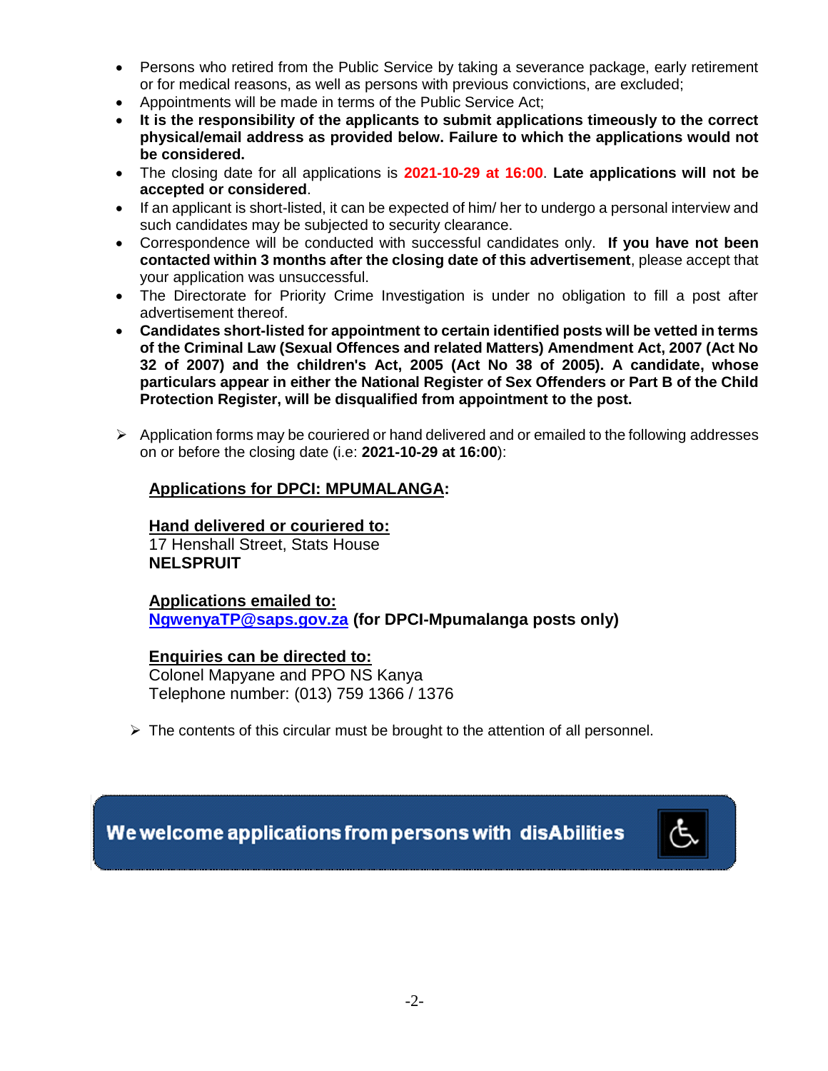- Persons who retired from the Public Service by taking a severance package, early retirement or for medical reasons, as well as persons with previous convictions, are excluded;
- Appointments will be made in terms of the Public Service Act;
- **It is the responsibility of the applicants to submit applications timeously to the correct physical/email address as provided below. Failure to which the applications would not be considered.**
- The closing date for all applications is **2021-10-29 at 16:00**. **Late applications will not be accepted or considered**.
- If an applicant is short-listed, it can be expected of him/ her to undergo a personal interview and such candidates may be subjected to security clearance.
- Correspondence will be conducted with successful candidates only. **If you have not been contacted within 3 months after the closing date of this advertisement**, please accept that your application was unsuccessful.
- The Directorate for Priority Crime Investigation is under no obligation to fill a post after advertisement thereof.
- **Candidates short-listed for appointment to certain identified posts will be vetted in terms of the Criminal Law (Sexual Offences and related Matters) Amendment Act, 2007 (Act No 32 of 2007) and the children's Act, 2005 (Act No 38 of 2005). A candidate, whose particulars appear in either the National Register of Sex Offenders or Part B of the Child Protection Register, will be disqualified from appointment to the post.**

➢ Application forms may be couriered or hand delivered and or emailed to the following addresses on or before the closing date (i.e: **2021-10-29 at 16:00**):

**Applications for DPCI: MPUMALANGA:**

**Hand delivered or couriered to:**
17 Henshall Street, Stats House
**NELSPRUIT**

**Applications emailed to:**
NgwenyaTP@saps.gov.za **(for DPCI-Mpumalanga posts only)**

**Enquiries can be directed to:**
Colonel Mapyane and PPO NS Kanya
Telephone number: (013) 759 1366 / 1376

➢ The contents of this circular must be brought to the attention of all personnel.

**We welcome applications from persons with disAbilities**